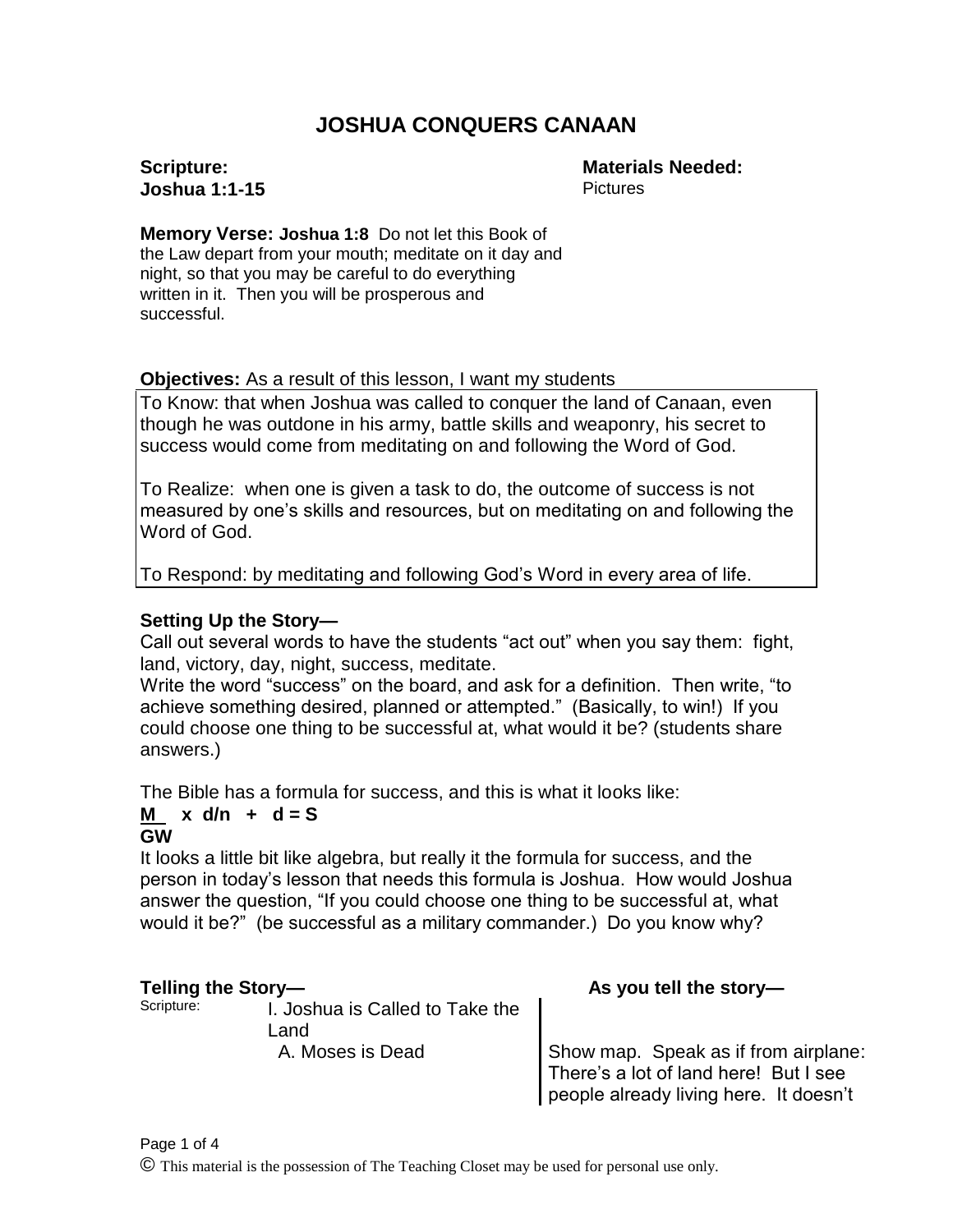# JOSHUA CONQUERS CANAAN

**Scripture:**
**Joshua 1:1-15**

**Materials Needed:**
Pictures

**Memory Verse: Joshua 1:8** Do not let this Book of the Law depart from your mouth; meditate on it day and night, so that you may be careful to do everything written in it. Then you will be prosperous and successful.

**Objectives:** As a result of this lesson, I want my students

To Know: that when Joshua was called to conquer the land of Canaan, even though he was outdone in his army, battle skills and weaponry, his secret to success would come from meditating on and following the Word of God.

To Realize: when one is given a task to do, the outcome of success is not measured by one's skills and resources, but on meditating on and following the Word of God.

To Respond: by meditating and following God's Word in every area of life.

**Setting Up the Story—**

Call out several words to have the students "act out" when you say them: fight, land, victory, day, night, success, meditate.

Write the word "success" on the board, and ask for a definition. Then write, "to achieve something desired, planned or attempted." (Basically, to win!) If you could choose one thing to be successful at, what would it be? (students share answers.)

The Bible has a formula for success, and this is what it looks like:

$$\frac{M}{GW} \times d/n + d = S$$

It looks a little bit like algebra, but really it the formula for success, and the person in today's lesson that needs this formula is Joshua. How would Joshua answer the question, "If you could choose one thing to be successful at, what would it be?" (be successful as a military commander.) Do you know why?

| **Telling the Story—** | | **As you tell the story—** |
|---|---|---|
| Scripture: | I. Joshua is Called to Take the Land | |
| | A. Moses is Dead | Show map. Speak as if from airplane: There's a lot of land here! But I see people already living here. It doesn't |

© This material is the possession of The Teaching Closet may be used for personal use only.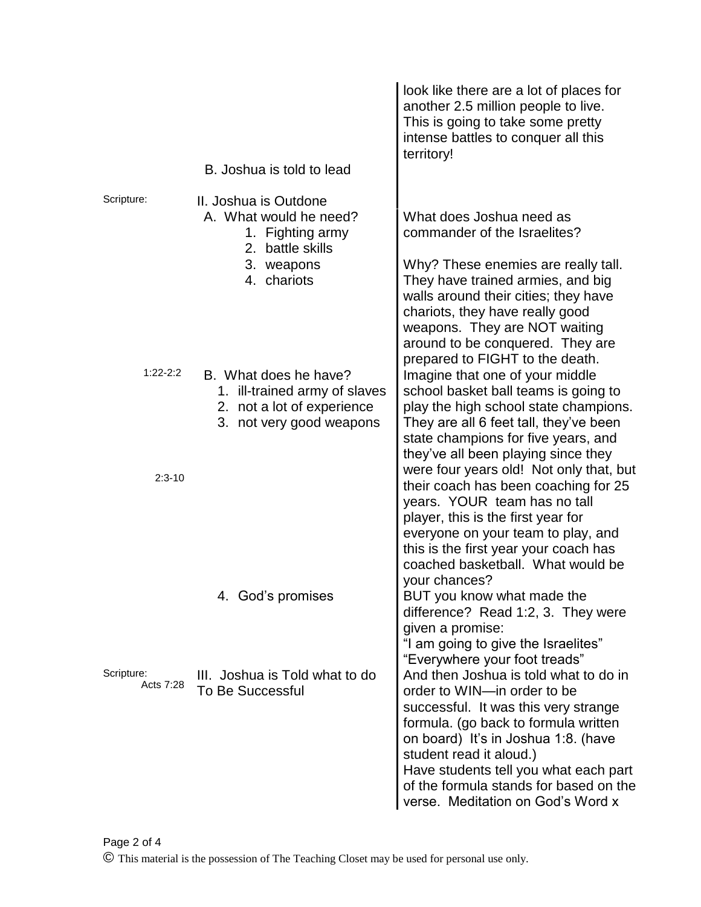| Scripture | Outline | Teaching Notes |
| --- | --- | --- |
| | | look like there are a lot of places for another 2.5 million people to live. This is going to take some pretty intense battles to conquer all this territory! |
| | B. Joshua is told to lead | |
| Scripture: | II. Joshua is Outdone | |
| | A. What would he need?<br>1. Fighting army<br>2. battle skills<br>3. weapons<br>4. chariots | What does Joshua need as commander of the Israelites?<br><br>Why? These enemies are really tall. They have trained armies, and big walls around their cities; they have chariots, they have really good weapons. They are NOT waiting around to be conquered. They are prepared to FIGHT to the death. |
| 1:22-2:2<br><br>2:3-10 | B. What does he have?<br>1. ill-trained army of slaves<br>2. not a lot of experience<br>3. not very good weapons | Imagine that one of your middle school basket ball teams is going to play the high school state champions. They are all 6 feet tall, they've been state champions for five years, and they've all been playing since they were four years old! Not only that, but their coach has been coaching for 25 years. YOUR team has no tall player, this is the first year for everyone on your team to play, and this is the first year your coach has coached basketball. What would be your chances? |
| | 4. God's promises | BUT you know what made the difference? Read 1:2, 3. They were given a promise:<br>"I am going to give the Israelites"<br>"Everywhere your foot treads" |
| Scripture:<br>Acts 7:28 | III. Joshua is Told what to do To Be Successful | And then Joshua is told what to do in order to WIN—in order to be successful. It was this very strange formula. (go back to formula written on board) It's in Joshua 1:8. (have student read it aloud.)<br>Have students tell you what each part of the formula stands for based on the verse. Meditation on God's Word x |

© This material is the possession of The Teaching Closet may be used for personal use only.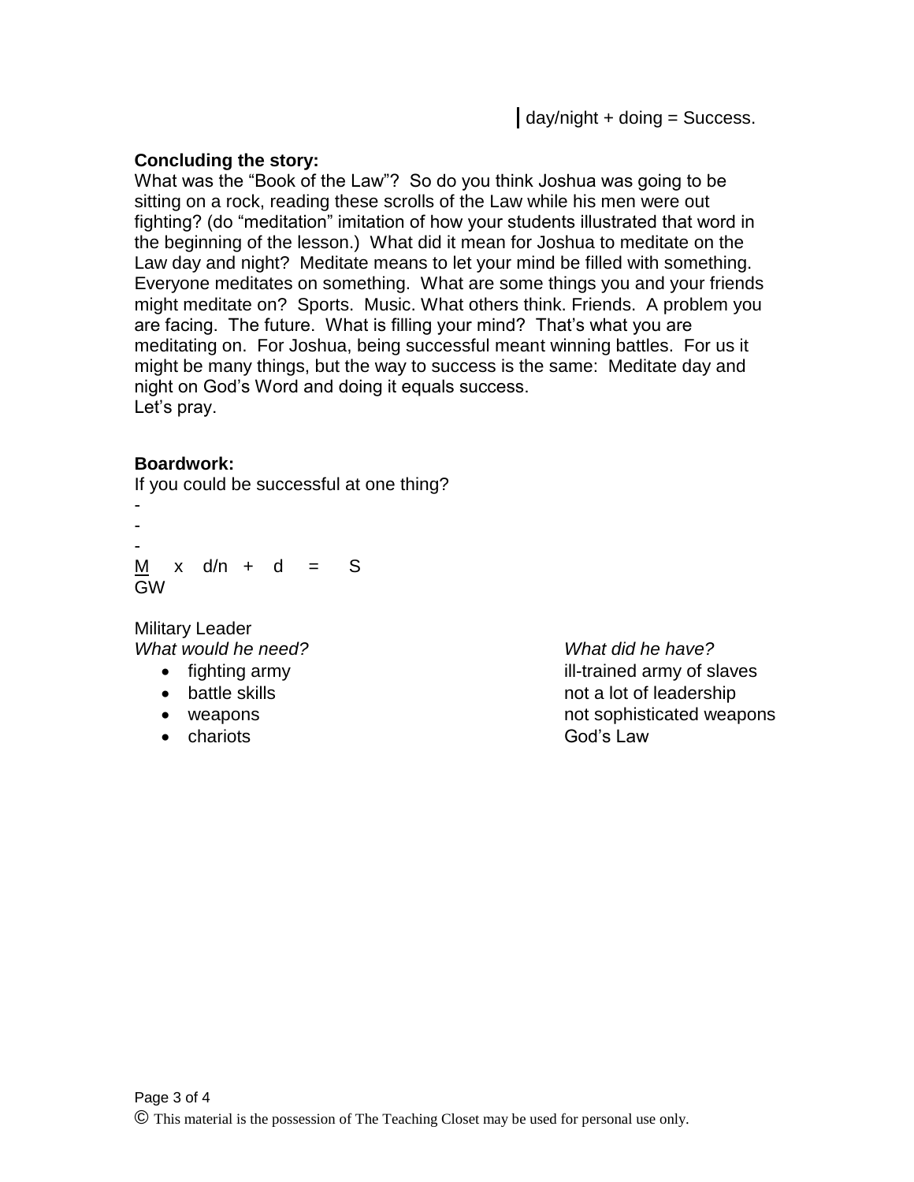day/night + doing = Success.

**Concluding the story:**

What was the "Book of the Law"? So do you think Joshua was going to be sitting on a rock, reading these scrolls of the Law while his men were out fighting? (do "meditation" imitation of how your students illustrated that word in the beginning of the lesson.) What did it mean for Joshua to meditate on the Law day and night? Meditate means to let your mind be filled with something. Everyone meditates on something. What are some things you and your friends might meditate on? Sports. Music. What others think. Friends. A problem you are facing. The future. What is filling your mind? That's what you are meditating on. For Joshua, being successful meant winning battles. For us it might be many things, but the way to success is the same: Meditate day and night on God's Word and doing it equals success.
Let's pray.

**Boardwork:**

If you could be successful at one thing?

-
-
-

<u>M</u> x d/n + d = S
GW

Military Leader

| *What would he need?* | *What did he have?* |
| --- | --- |
| • fighting army | ill-trained army of slaves |
| • battle skills | not a lot of leadership |
| • weapons | not sophisticated weapons |
| • chariots | God's Law |

© This material is the possession of The Teaching Closet may be used for personal use only.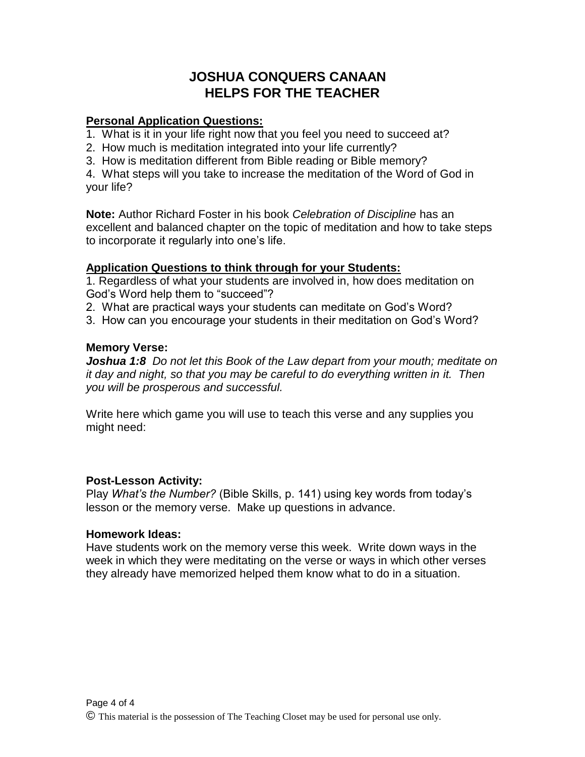# JOSHUA CONQUERS CANAAN
# HELPS FOR THE TEACHER

**Personal Application Questions:**

1. What is it in your life right now that you feel you need to succeed at?
2. How much is meditation integrated into your life currently?
3. How is meditation different from Bible reading or Bible memory?
4. What steps will you take to increase the meditation of the Word of God in your life?

**Note:** Author Richard Foster in his book *Celebration of Discipline* has an excellent and balanced chapter on the topic of meditation and how to take steps to incorporate it regularly into one's life.

**Application Questions to think through for your Students:**

1. Regardless of what your students are involved in, how does meditation on God's Word help them to "succeed"?
2. What are practical ways your students can meditate on God's Word?
3. How can you encourage your students in their meditation on God's Word?

**Memory Verse:**

***Joshua 1:8*** *Do not let this Book of the Law depart from your mouth; meditate on it day and night, so that you may be careful to do everything written in it. Then you will be prosperous and successful.*

Write here which game you will use to teach this verse and any supplies you might need:

**Post-Lesson Activity:**

Play *What's the Number?* (Bible Skills, p. 141) using key words from today's lesson or the memory verse. Make up questions in advance.

**Homework Ideas:**

Have students work on the memory verse this week. Write down ways in the week in which they were meditating on the verse or ways in which other verses they already have memorized helped them know what to do in a situation.

© This material is the possession of The Teaching Closet may be used for personal use only.